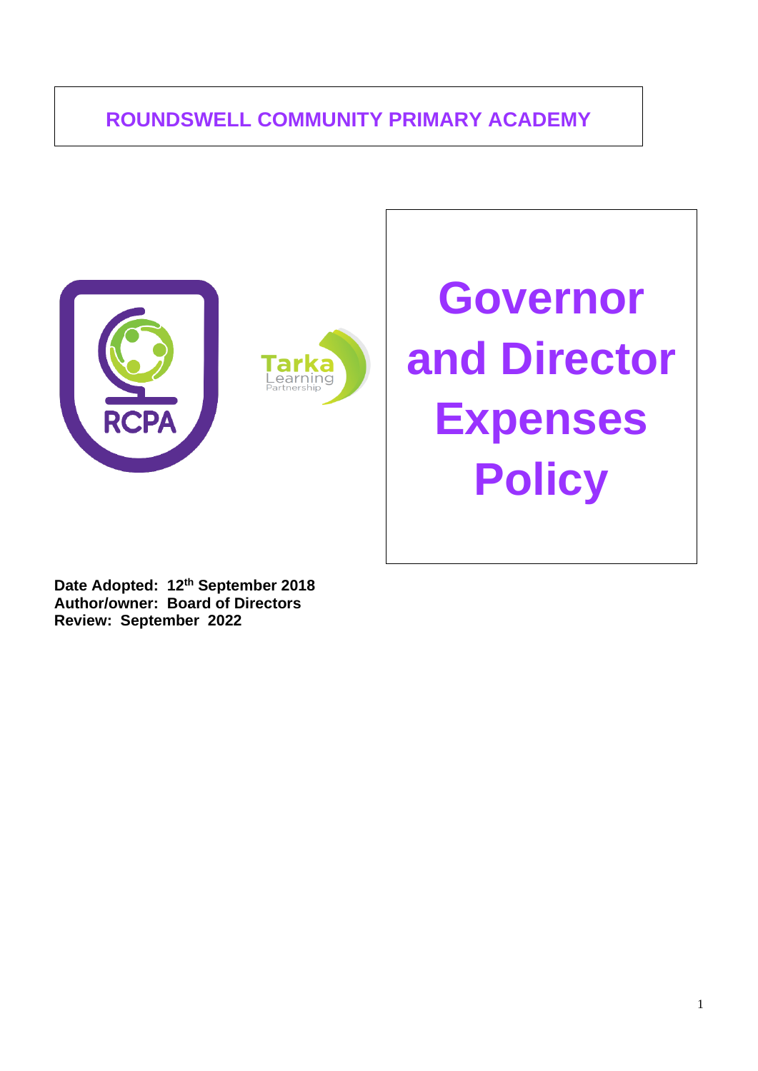# ROUNDSWELL COMMUNITY PRIMARY ACADEMY

# Governor and Director Expenses Policy

**Date Adopted: 12th September 2018**
**Author/owner: Board of Directors**
**Review: September 2022**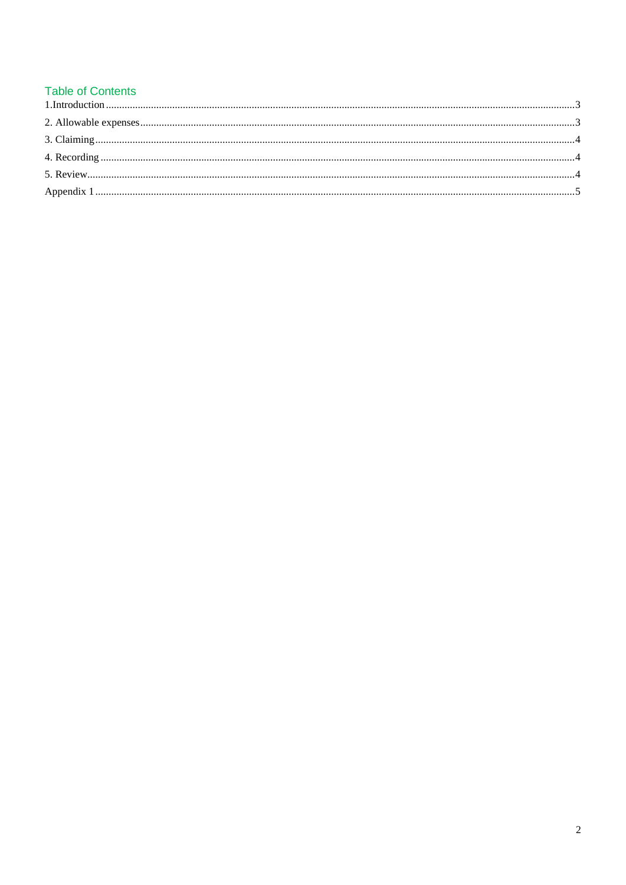## Table of Contents

1.Introduction .......... 3

2. Allowable expenses .......... 3

3. Claiming .......... 4

4. Recording .......... 4

5. Review .......... 4

Appendix 1 .......... 5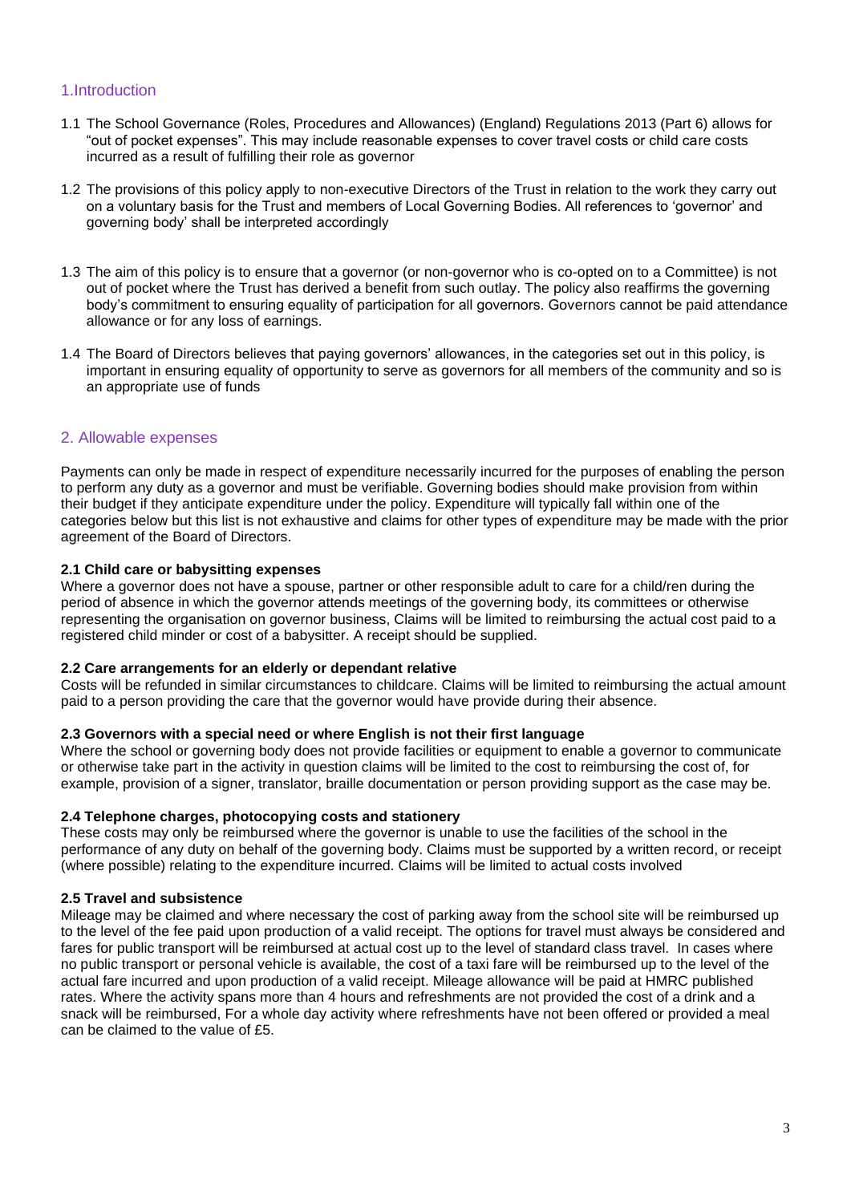## 1.Introduction

1.1 The School Governance (Roles, Procedures and Allowances) (England) Regulations 2013 (Part 6) allows for "out of pocket expenses". This may include reasonable expenses to cover travel costs or child care costs incurred as a result of fulfilling their role as governor

1.2 The provisions of this policy apply to non-executive Directors of the Trust in relation to the work they carry out on a voluntary basis for the Trust and members of Local Governing Bodies. All references to 'governor' and governing body' shall be interpreted accordingly

1.3 The aim of this policy is to ensure that a governor (or non-governor who is co-opted on to a Committee) is not out of pocket where the Trust has derived a benefit from such outlay. The policy also reaffirms the governing body's commitment to ensuring equality of participation for all governors. Governors cannot be paid attendance allowance or for any loss of earnings.

1.4 The Board of Directors believes that paying governors' allowances, in the categories set out in this policy, is important in ensuring equality of opportunity to serve as governors for all members of the community and so is an appropriate use of funds

## 2. Allowable expenses

Payments can only be made in respect of expenditure necessarily incurred for the purposes of enabling the person to perform any duty as a governor and must be verifiable. Governing bodies should make provision from within their budget if they anticipate expenditure under the policy. Expenditure will typically fall within one of the categories below but this list is not exhaustive and claims for other types of expenditure may be made with the prior agreement of the Board of Directors.

**2.1 Child care or babysitting expenses**

Where a governor does not have a spouse, partner or other responsible adult to care for a child/ren during the period of absence in which the governor attends meetings of the governing body, its committees or otherwise representing the organisation on governor business, Claims will be limited to reimbursing the actual cost paid to a registered child minder or cost of a babysitter. A receipt should be supplied.

**2.2 Care arrangements for an elderly or dependant relative**

Costs will be refunded in similar circumstances to childcare. Claims will be limited to reimbursing the actual amount paid to a person providing the care that the governor would have provide during their absence.

**2.3 Governors with a special need or where English is not their first language**

Where the school or governing body does not provide facilities or equipment to enable a governor to communicate or otherwise take part in the activity in question claims will be limited to the cost to reimbursing the cost of, for example, provision of a signer, translator, braille documentation or person providing support as the case may be.

**2.4 Telephone charges, photocopying costs and stationery**

These costs may only be reimbursed where the governor is unable to use the facilities of the school in the performance of any duty on behalf of the governing body. Claims must be supported by a written record, or receipt (where possible) relating to the expenditure incurred. Claims will be limited to actual costs involved

**2.5 Travel and subsistence**

Mileage may be claimed and where necessary the cost of parking away from the school site will be reimbursed up to the level of the fee paid upon production of a valid receipt. The options for travel must always be considered and fares for public transport will be reimbursed at actual cost up to the level of standard class travel. In cases where no public transport or personal vehicle is available, the cost of a taxi fare will be reimbursed up to the level of the actual fare incurred and upon production of a valid receipt. Mileage allowance will be paid at HMRC published rates. Where the activity spans more than 4 hours and refreshments are not provided the cost of a drink and a snack will be reimbursed, For a whole day activity where refreshments have not been offered or provided a meal can be claimed to the value of £5.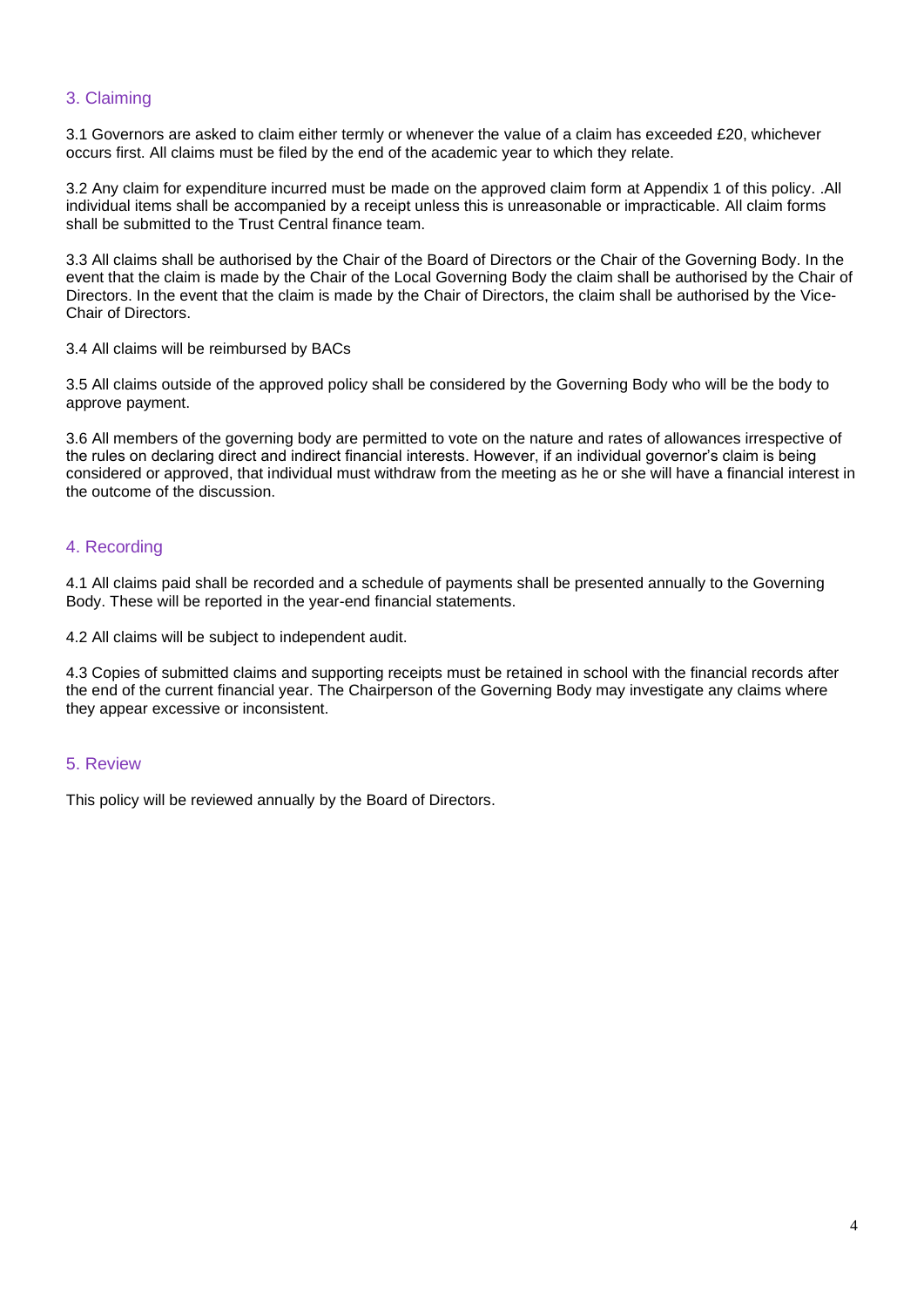## 3. Claiming

3.1 Governors are asked to claim either termly or whenever the value of a claim has exceeded £20, whichever occurs first. All claims must be filed by the end of the academic year to which they relate.

3.2 Any claim for expenditure incurred must be made on the approved claim form at Appendix 1 of this policy. .All individual items shall be accompanied by a receipt unless this is unreasonable or impracticable. All claim forms shall be submitted to the Trust Central finance team.

3.3 All claims shall be authorised by the Chair of the Board of Directors or the Chair of the Governing Body. In the event that the claim is made by the Chair of the Local Governing Body the claim shall be authorised by the Chair of Directors. In the event that the claim is made by the Chair of Directors, the claim shall be authorised by the Vice-Chair of Directors.

3.4 All claims will be reimbursed by BACs

3.5 All claims outside of the approved policy shall be considered by the Governing Body who will be the body to approve payment.

3.6 All members of the governing body are permitted to vote on the nature and rates of allowances irrespective of the rules on declaring direct and indirect financial interests. However, if an individual governor's claim is being considered or approved, that individual must withdraw from the meeting as he or she will have a financial interest in the outcome of the discussion.

## 4. Recording

4.1 All claims paid shall be recorded and a schedule of payments shall be presented annually to the Governing Body. These will be reported in the year-end financial statements.

4.2 All claims will be subject to independent audit.

4.3 Copies of submitted claims and supporting receipts must be retained in school with the financial records after the end of the current financial year. The Chairperson of the Governing Body may investigate any claims where they appear excessive or inconsistent.

## 5. Review

This policy will be reviewed annually by the Board of Directors.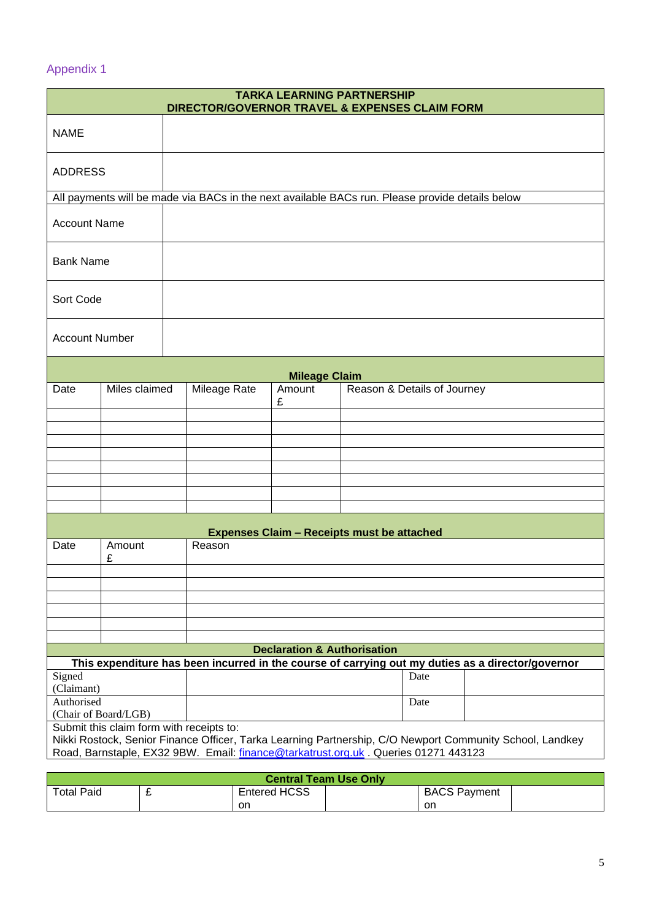Appendix 1

| TARKA LEARNING PARTNERSHIP<br>DIRECTOR/GOVERNOR TRAVEL & EXPENSES CLAIM FORM | |
|---|---|
| NAME | |
| ADDRESS | |
| All payments will be made via BACs in the next available BACs run. Please provide details below | |
| Account Name | |
| Bank Name | |
| Sort Code | |
| Account Number | |

**Mileage Claim**

| Date | Miles claimed | Mileage Rate | Amount £ | Reason & Details of Journey |
|---|---|---|---|---|
| | | | | |
| | | | | |
| | | | | |
| | | | | |
| | | | | |
| | | | | |
| | | | | |
| | | | | |

**Expenses Claim – Receipts must be attached**

| Date | Amount £ | Reason |
|---|---|---|
| | | |
| | | |
| | | |
| | | |
| | | |
| | | |

**Declaration & Authorisation**

**This expenditure has been incurred in the course of carrying out my duties as a director/governor**

| | | | |
|---|---|---|---|
| Signed (Claimant) | | Date | |
| Authorised (Chair of Board/LGB) | | Date | |

Submit this claim form with receipts to:
Nikki Rostock, Senior Finance Officer, Tarka Learning Partnership, C/O Newport Community School, Landkey Road, Barnstaple, EX32 9BW. Email: finance@tarkatrust.org.uk . Queries 01271 443123

**Central Team Use Only**

| Total Paid | £ | Entered HCSS on | | BACS Payment on | |
|---|---|---|---|---|---|